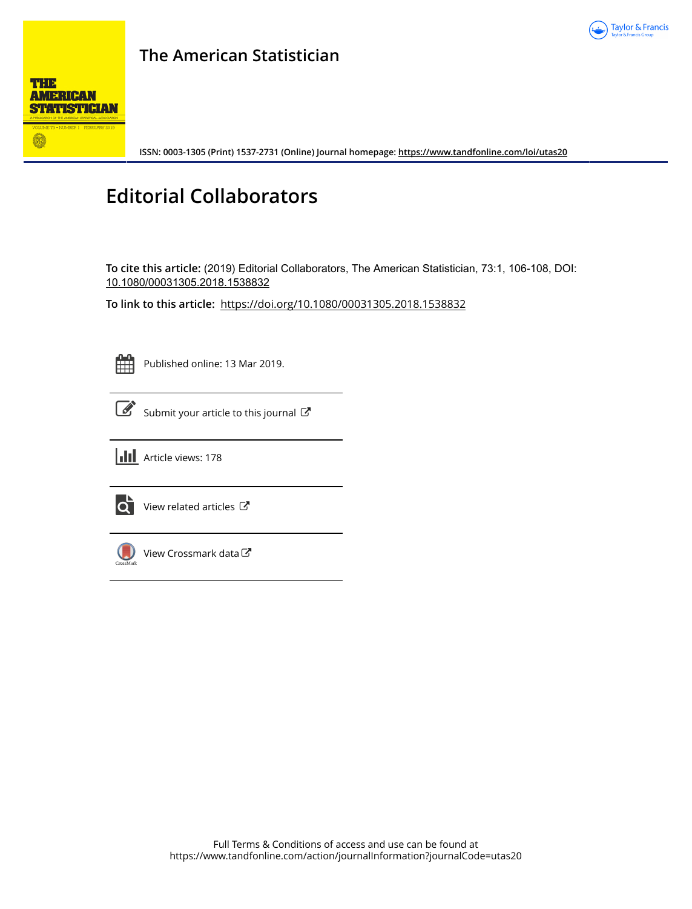The American Statistician

ISSN: 0003-1305 (Print) 1537-2731 (Online) Journal homepage: https://www.tandfonline.com/loi/utas20

# Editorial Collaborators

**To cite this article:** (2019) Editorial Collaborators, The American Statistician, 73:1, 106-108, DOI: 10.1080/00031305.2018.1538832

**To link to this article:** https://doi.org/10.1080/00031305.2018.1538832

Published online: 13 Mar 2019.

Submit your article to this journal

Article views: 178

View related articles

View Crossmark data

Full Terms & Conditions of access and use can be found at
https://www.tandfonline.com/action/journalInformation?journalCode=utas20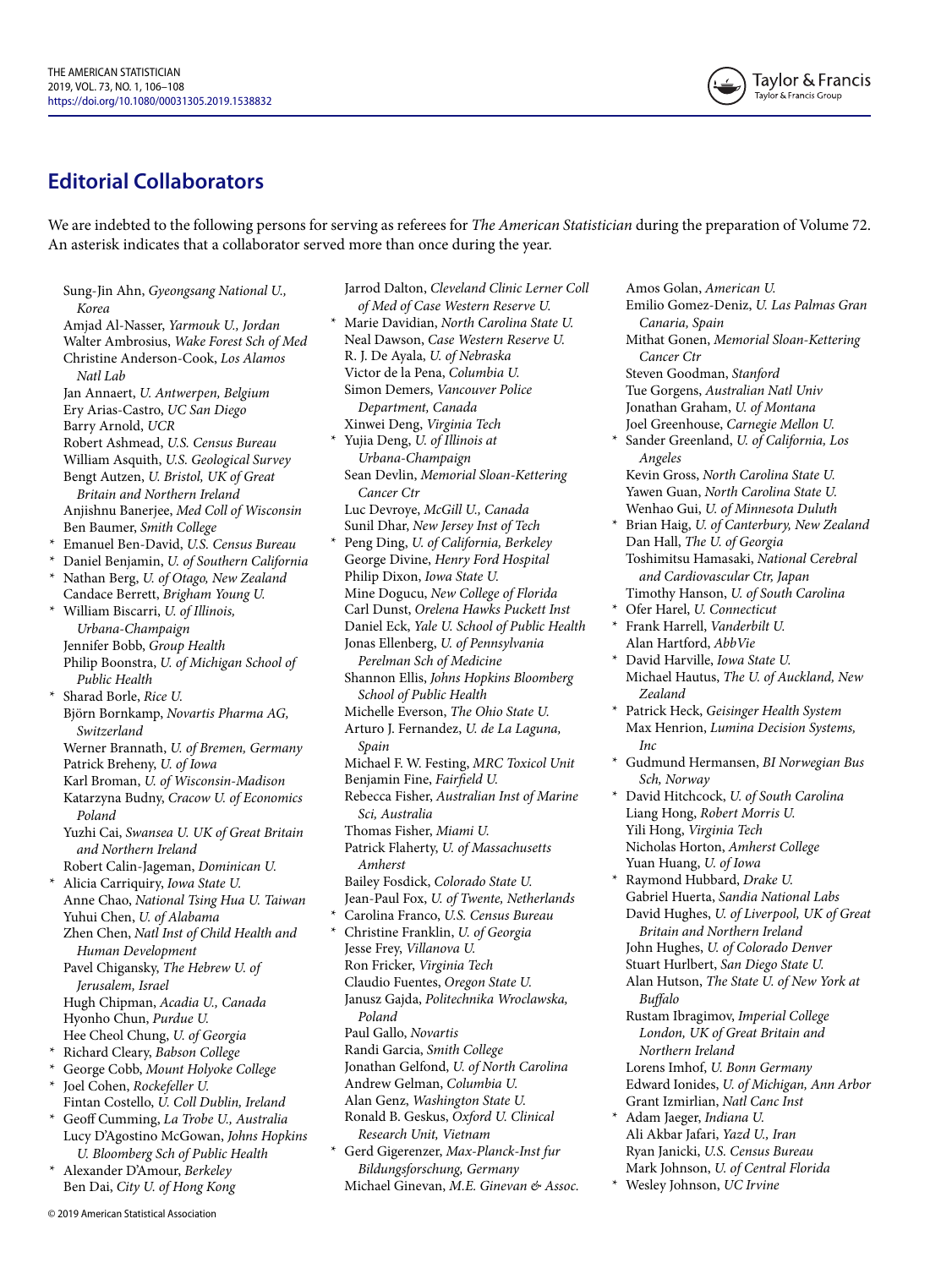## Editorial Collaborators

We are indebted to the following persons for serving as referees for *The American Statistician* during the preparation of Volume 72. An asterisk indicates that a collaborator served more than once during the year.

Sung-Jin Ahn, *Gyeongsang National U., Korea*
Amjad Al-Nasser, *Yarmouk U., Jordan*
Walter Ambrosius, *Wake Forest Sch of Med*
Christine Anderson-Cook, *Los Alamos Natl Lab*
Jan Annaert, *U. Antwerpen, Belgium*
Ery Arias-Castro, *UC San Diego*
Barry Arnold, *UCR*
Robert Ashmead, *U.S. Census Bureau*
William Asquith, *U.S. Geological Survey*
Bengt Autzen, *U. Bristol, UK of Great Britain and Northern Ireland*
Anjishnu Banerjee, *Med Coll of Wisconsin*
Ben Baumer, *Smith College*
\* Emanuel Ben-David, *U.S. Census Bureau*
\* Daniel Benjamin, *U. of Southern California*
\* Nathan Berg, *U. of Otago, New Zealand*
Candace Berrett, *Brigham Young U.*
\* William Biscarri, *U. of Illinois, Urbana-Champaign*
Jennifer Bobb, *Group Health*
Philip Boonstra, *U. of Michigan School of Public Health*
\* Sharad Borle, *Rice U.*
Björn Bornkamp, *Novartis Pharma AG, Switzerland*
Werner Brannath, *U. of Bremen, Germany*
Patrick Breheny, *U. of Iowa*
Karl Broman, *U. of Wisconsin-Madison*
Katarzyna Budny, *Cracow U. of Economics Poland*
Yuzhi Cai, *Swansea U. UK of Great Britain and Northern Ireland*
Robert Calin-Jageman, *Dominican U.*
\* Alicia Carriquiry, *Iowa State U.*
Anne Chao, *National Tsing Hua U. Taiwan*
Yuhui Chen, *U. of Alabama*
Zhen Chen, *Natl Inst of Child Health and Human Development*
Pavel Chigansky, *The Hebrew U. of Jerusalem, Israel*
Hugh Chipman, *Acadia U., Canada*
Hyonho Chun, *Purdue U.*
Hee Cheol Chung, *U. of Georgia*
\* Richard Cleary, *Babson College*
\* George Cobb, *Mount Holyoke College*
\* Joel Cohen, *Rockefeller U.*
Fintan Costello, *U. Coll Dublin, Ireland*
\* Geoff Cumming, *La Trobe U., Australia*
Lucy D'Agostino McGowan, *Johns Hopkins U. Bloomberg Sch of Public Health*
\* Alexander D'Amour, *Berkeley*
Ben Dai, *City U. of Hong Kong*
Jarrod Dalton, *Cleveland Clinic Lerner Coll of Med of Case Western Reserve U.*
\* Marie Davidian, *North Carolina State U.*
Neal Dawson, *Case Western Reserve U.*
R. J. De Ayala, *U. of Nebraska*
Victor de la Pena, *Columbia U.*
Simon Demers, *Vancouver Police Department, Canada*
Xinwei Deng, *Virginia Tech*
\* Yujia Deng, *U. of Illinois at Urbana-Champaign*
Sean Devlin, *Memorial Sloan-Kettering Cancer Ctr*
Luc Devroye, *McGill U., Canada*
Sunil Dhar, *New Jersey Inst of Tech*
\* Peng Ding, *U. of California, Berkeley*
George Divine, *Henry Ford Hospital*
Philip Dixon, *Iowa State U.*
Mine Dogucu, *New College of Florida*
Carl Dunst, *Orelena Hawks Puckett Inst*
Daniel Eck, *Yale U. School of Public Health*
Jonas Ellenberg, *U. of Pennsylvania Perelman Sch of Medicine*
Shannon Ellis, *Johns Hopkins Bloomberg School of Public Health*
Michelle Everson, *The Ohio State U.*
Arturo J. Fernandez, *U. de La Laguna, Spain*
Michael F. W. Festing, *MRC Toxicol Unit*
Benjamin Fine, *Fairfield U.*
Rebecca Fisher, *Australian Inst of Marine Sci, Australia*
Thomas Fisher, *Miami U.*
Patrick Flaherty, *U. of Massachusetts Amherst*
Bailey Fosdick, *Colorado State U.*
Jean-Paul Fox, *U. of Twente, Netherlands*
\* Carolina Franco, *U.S. Census Bureau*
\* Christine Franklin, *U. of Georgia*
Jesse Frey, *Villanova U.*
Ron Fricker, *Virginia Tech*
Claudio Fuentes, *Oregon State U.*
Janusz Gajda, *Politechnika Wroclawska, Poland*
Paul Gallo, *Novartis*
Randi Garcia, *Smith College*
Jonathan Gelfond, *U. of North Carolina*
Andrew Gelman, *Columbia U.*
Alan Genz, *Washington State U.*
Ronald B. Geskus, *Oxford U. Clinical Research Unit, Vietnam*
\* Gerd Gigerenzer, *Max-Planck-Inst fur Bildungsforschung, Germany*
Michael Ginevan, *M.E. Ginevan & Assoc.*
Amos Golan, *American U.*
Emilio Gomez-Deniz, *U. Las Palmas Gran Canaria, Spain*
Mithat Gonen, *Memorial Sloan-Kettering Cancer Ctr*
Steven Goodman, *Stanford*
Tue Gorgens, *Australian Natl Univ*
Jonathan Graham, *U. of Montana*
Joel Greenhouse, *Carnegie Mellon U.*
\* Sander Greenland, *U. of California, Los Angeles*
Kevin Gross, *North Carolina State U.*
Yawen Guan, *North Carolina State U.*
Wenhao Gui, *U. of Minnesota Duluth*
\* Brian Haig, *U. of Canterbury, New Zealand*
Dan Hall, *The U. of Georgia*
Toshimitsu Hamasaki, *National Cerebral and Cardiovascular Ctr, Japan*
Timothy Hanson, *U. of South Carolina*
\* Ofer Harel, *U. Connecticut*
\* Frank Harrell, *Vanderbilt U.*
Alan Hartford, *AbbVie*
\* David Harville, *Iowa State U.*
Michael Hautus, *The U. of Auckland, New Zealand*
\* Patrick Heck, *Geisinger Health System*
Max Henrion, *Lumina Decision Systems, Inc*
\* Gudmund Hermansen, *BI Norwegian Bus Sch, Norway*
\* David Hitchcock, *U. of South Carolina*
Liang Hong, *Robert Morris U.*
Yili Hong, *Virginia Tech*
Nicholas Horton, *Amherst College*
Yuan Huang, *U. of Iowa*
\* Raymond Hubbard, *Drake U.*
Gabriel Huerta, *Sandia National Labs*
David Hughes, *U. of Liverpool, UK of Great Britain and Northern Ireland*
John Hughes, *U. of Colorado Denver*
Stuart Hurlbert, *San Diego State U.*
Alan Hutson, *The State U. of New York at Buffalo*
Rustam Ibragimov, *Imperial College London, UK of Great Britain and Northern Ireland*
Lorens Imhof, *U. Bonn Germany*
Edward Ionides, *U. of Michigan, Ann Arbor*
Grant Izmirlian, *Natl Canc Inst*
\* Adam Jaeger, *Indiana U.*
Ali Akbar Jafari, *Yazd U., Iran*
Ryan Janicki, *U.S. Census Bureau*
Mark Johnson, *U. of Central Florida*
\* Wesley Johnson, *UC Irvine*

© 2019 American Statistical Association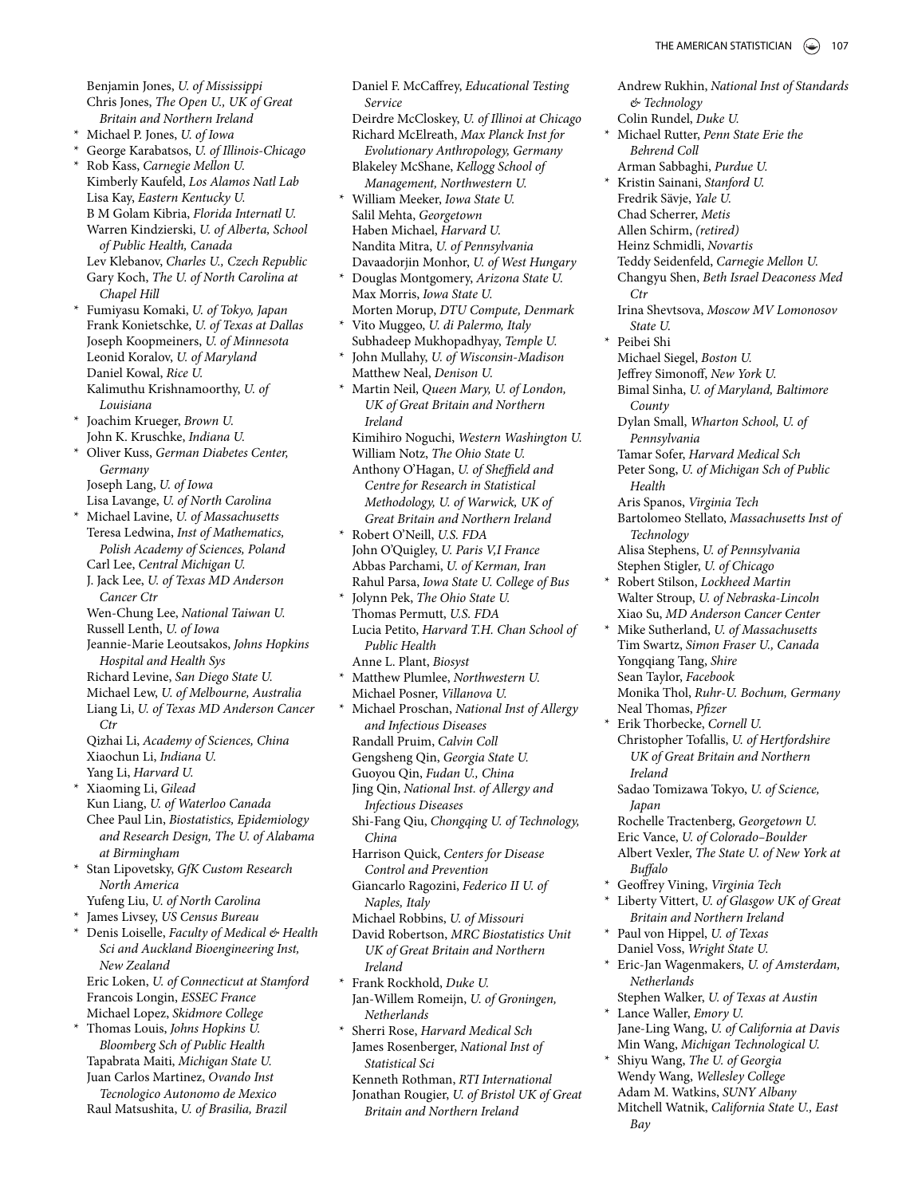Benjamin Jones, *U. of Mississippi*
Chris Jones, *The Open U., UK of Great Britain and Northern Ireland*
* Michael P. Jones, *U. of Iowa*
* George Karabatsos, *U. of Illinois-Chicago*
* Rob Kass, *Carnegie Mellon U.*
Kimberly Kaufeld, *Los Alamos Natl Lab*
Lisa Kay, *Eastern Kentucky U.*
B M Golam Kibria, *Florida Internatl U.*
Warren Kindzierski, *U. of Alberta, School of Public Health, Canada*
Lev Klebanov, *Charles U., Czech Republic*
Gary Koch, *The U. of North Carolina at Chapel Hill*
* Fumiyasu Komaki, *U. of Tokyo, Japan*
Frank Konietschke, *U. of Texas at Dallas*
Joseph Koopmeiners, *U. of Minnesota*
Leonid Koralov, *U. of Maryland*
Daniel Kowal, *Rice U.*
Kalimuthu Krishnamoorthy, *U. of Louisiana*
* Joachim Krueger, *Brown U.*
John K. Kruschke, *Indiana U.*
* Oliver Kuss, *German Diabetes Center, Germany*
Joseph Lang, *U. of Iowa*
Lisa Lavange, *U. of North Carolina*
* Michael Lavine, *U. of Massachusetts*
Teresa Ledwina, *Inst of Mathematics, Polish Academy of Sciences, Poland*
Carl Lee, *Central Michigan U.*
J. Jack Lee, *U. of Texas MD Anderson Cancer Ctr*
Wen-Chung Lee, *National Taiwan U.*
Russell Lenth, *U. of Iowa*
Jeannie-Marie Leoutsakos, *Johns Hopkins Hospital and Health Sys*
Richard Levine, *San Diego State U.*
Michael Lew, *U. of Melbourne, Australia*
Liang Li, *U. of Texas MD Anderson Cancer Ctr*
Qizhai Li, *Academy of Sciences, China*
Xiaochun Li, *Indiana U.*
Yang Li, *Harvard U.*
* Xiaoming Li, *Gilead*
Kun Liang, *U. of Waterloo Canada*
Chee Paul Lin, *Biostatistics, Epidemiology and Research Design, The U. of Alabama at Birmingham*
* Stan Lipovetsky, *GfK Custom Research North America*
Yufeng Liu, *U. of North Carolina*
* James Livsey, *US Census Bureau*
* Denis Loiselle, *Faculty of Medical & Health Sci and Auckland Bioengineering Inst, New Zealand*
Eric Loken, *U. of Connecticut at Stamford*
Francois Longin, *ESSEC France*
Michael Lopez, *Skidmore College*
* Thomas Louis, *Johns Hopkins U. Bloomberg Sch of Public Health*
Tapabrata Maiti, *Michigan State U.*
Juan Carlos Martinez, *Ovando Inst Tecnologico Autonomo de Mexico*
Raul Matsushita, *U. of Brasilia, Brazil*

Daniel F. McCaffrey, *Educational Testing Service*
Deirdre McCloskey, *U. of Illinoi at Chicago*
Richard McElreath, *Max Planck Inst for Evolutionary Anthropology, Germany*
Blakeley McShane, *Kellogg School of Management, Northwestern U.*
* William Meeker, *Iowa State U.*
Salil Mehta, *Georgetown*
Haben Michael, *Harvard U.*
Nandita Mitra, *U. of Pennsylvania*
Davaadorjin Monhor, *U. of West Hungary*
* Douglas Montgomery, *Arizona State U.*
Max Morris, *Iowa State U.*
Morten Morup, *DTU Compute, Denmark*
* Vito Muggeo, *U. di Palermo, Italy*
Subhadeep Mukhopadhyay, *Temple U.*
* John Mullahy, *U. of Wisconsin-Madison*
Matthew Neal, *Denison U.*
* Martin Neil, *Queen Mary, U. of London, UK of Great Britain and Northern Ireland*
Kimihiro Noguchi, *Western Washington U.*
William Notz, *The Ohio State U.*
Anthony O'Hagan, *U. of Sheffield and Centre for Research in Statistical Methodology, U. of Warwick, UK of Great Britain and Northern Ireland*
* Robert O'Neill, *U.S. FDA*
John O'Quigley, *U. Paris V,I France*
Abbas Parchami, *U. of Kerman, Iran*
Rahul Parsa, *Iowa State U. College of Bus*
* Jolynn Pek, *The Ohio State U.*
Thomas Permutt, *U.S. FDA*
Lucia Petito, *Harvard T.H. Chan School of Public Health*
Anne L. Plant, *Biosyst*
* Matthew Plumlee, *Northwestern U.*
Michael Posner, *Villanova U.*
* Michael Proschan, *National Inst of Allergy and Infectious Diseases*
Randall Pruim, *Calvin Coll*
Gengsheng Qin, *Georgia State U.*
Guoyou Qin, *Fudan U., China*
Jing Qin, *National Inst. of Allergy and Infectious Diseases*
Shi-Fang Qiu, *Chongqing U. of Technology, China*
Harrison Quick, *Centers for Disease Control and Prevention*
Giancarlo Ragozini, *Federico II U. of Naples, Italy*
Michael Robbins, *U. of Missouri*
David Robertson, *MRC Biostatistics Unit UK of Great Britain and Northern Ireland*
* Frank Rockhold, *Duke U.*
Jan-Willem Romeijn, *U. of Groningen, Netherlands*
* Sherri Rose, *Harvard Medical Sch*
James Rosenberger, *National Inst of Statistical Sci*
Kenneth Rothman, *RTI International*
Jonathan Rougier, *U. of Bristol UK of Great Britain and Northern Ireland*

Andrew Rukhin, *National Inst of Standards & Technology*
Colin Rundel, *Duke U.*
* Michael Rutter, *Penn State Erie the Behrend Coll*
Arman Sabbaghi, *Purdue U.*
* Kristin Sainani, *Stanford U.*
Fredrik Sävje, *Yale U.*
Chad Scherrer, *Metis*
Allen Schirm, *(retired)*
Heinz Schmidli, *Novartis*
Teddy Seidenfeld, *Carnegie Mellon U.*
Changyu Shen, *Beth Israel Deaconess Med Ctr*
Irina Shevtsova, *Moscow MV Lomonosov State U.*
* Peibei Shi
Michael Siegel, *Boston U.*
Jeffrey Simonoff, *New York U.*
Bimal Sinha, *U. of Maryland, Baltimore County*
Dylan Small, *Wharton School, U. of Pennsylvania*
Tamar Sofer, *Harvard Medical Sch*
Peter Song, *U. of Michigan Sch of Public Health*
Aris Spanos, *Virginia Tech*
Bartolomeo Stellato, *Massachusetts Inst of Technology*
Alisa Stephens, *U. of Pennsylvania*
Stephen Stigler, *U. of Chicago*
* Robert Stilson, *Lockheed Martin*
Walter Stroup, *U. of Nebraska-Lincoln*
Xiao Su, *MD Anderson Cancer Center*
* Mike Sutherland, *U. of Massachusetts*
Tim Swartz, *Simon Fraser U., Canada*
Yongqiang Tang, *Shire*
Sean Taylor, *Facebook*
Monika Thol, *Ruhr-U. Bochum, Germany*
Neal Thomas, *Pfizer*
* Erik Thorbecke, *Cornell U.*
Christopher Tofallis, *U. of Hertfordshire UK of Great Britain and Northern Ireland*
Sadao Tomizawa Tokyo, *U. of Science, Japan*
Rochelle Tractenberg, *Georgetown U.*
Eric Vance, *U. of Colorado–Boulder*
Albert Vexler, *The State U. of New York at Buffalo*
* Geoffrey Vining, *Virginia Tech*
* Liberty Vittert, *U. of Glasgow UK of Great Britain and Northern Ireland*
* Paul von Hippel, *U. of Texas*
Daniel Voss, *Wright State U.*
* Eric-Jan Wagenmakers, *U. of Amsterdam, Netherlands*
Stephen Walker, *U. of Texas at Austin*
* Lance Waller, *Emory U.*
Jane-Ling Wang, *U. of California at Davis*
Min Wang, *Michigan Technological U.*
* Shiyu Wang, *The U. of Georgia*
Wendy Wang, *Wellesley College*
Adam M. Watkins, *SUNY Albany*
Mitchell Watnik, *California State U., East Bay*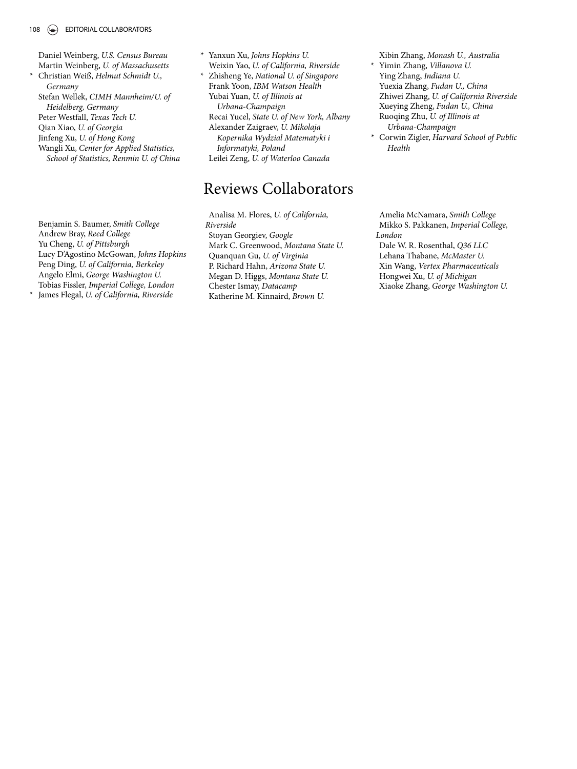Daniel Weinberg, *U.S. Census Bureau*
Martin Weinberg, *U. of Massachusetts*
* Christian Weiß, *Helmut Schmidt U., Germany*
Stefan Wellek, *CIMH Mannheim/U. of Heidelberg, Germany*
Peter Westfall, *Texas Tech U.*
Qian Xiao, *U. of Georgia*
Jinfeng Xu, *U. of Hong Kong*
Wangli Xu, *Center for Applied Statistics, School of Statistics, Renmin U. of China*
* Yanxun Xu, *Johns Hopkins U.*
Weixin Yao, *U. of California, Riverside*
* Zhisheng Ye, *National U. of Singapore*
Frank Yoon, *IBM Watson Health*
Yubai Yuan, *U. of Illinois at Urbana-Champaign*
Recai Yucel, *State U. of New York, Albany*
Alexander Zaigraev, *U. Mikolaja Kopernika Wydzial Matematyki i Informatyki, Poland*
Leilei Zeng, *U. of Waterloo Canada*
Xibin Zhang, *Monash U., Australia*
* Yimin Zhang, *Villanova U.*
Ying Zhang, *Indiana U.*
Yuexia Zhang, *Fudan U., China*
Zhiwei Zhang, *U. of California Riverside*
Xueying Zheng, *Fudan U., China*
Ruoqing Zhu, *U. of Illinois at Urbana-Champaign*
* Corwin Zigler, *Harvard School of Public Health*

# Reviews Collaborators

Benjamin S. Baumer, *Smith College*
Andrew Bray, *Reed College*
Yu Cheng, *U. of Pittsburgh*
Lucy D'Agostino McGowan, *Johns Hopkins*
Peng Ding, *U. of California, Berkeley*
Angelo Elmi, *George Washington U.*
Tobias Fissler, *Imperial College, London*
* James Flegal, *U. of California, Riverside*
Analisa M. Flores, *U. of California, Riverside*
Stoyan Georgiev, *Google*
Mark C. Greenwood, *Montana State U.*
Quanquan Gu, *U. of Virginia*
P. Richard Hahn, *Arizona State U.*
Megan D. Higgs, *Montana State U.*
Chester Ismay, *Datacamp*
Katherine M. Kinnaird, *Brown U.*
Amelia McNamara, *Smith College*
Mikko S. Pakkanen, *Imperial College, London*
Dale W. R. Rosenthal, *Q36 LLC*
Lehana Thabane, *McMaster U.*
Xin Wang, *Vertex Pharmaceuticals*
Hongwei Xu, *U. of Michigan*
Xiaoke Zhang, *George Washington U.*